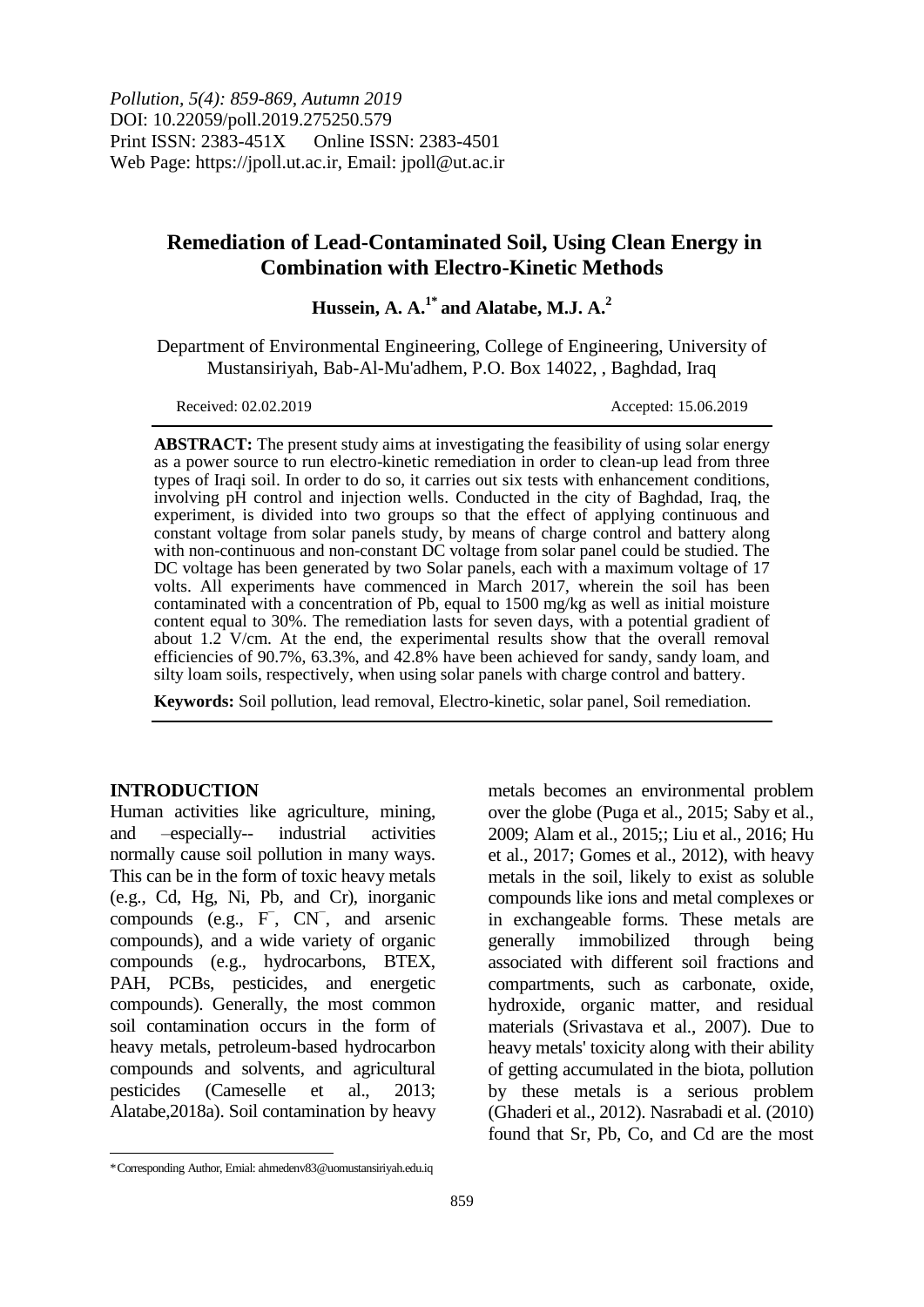*Pollution, 5(4): 859-869, Autumn 2019*
DOI: 10.22059/poll.2019.275250.579
Print ISSN: 2383-451X Online ISSN: 2383-4501
Web Page: https://jpoll.ut.ac.ir, Email: jpoll@ut.ac.ir

# Remediation of Lead-Contaminated Soil, Using Clean Energy in Combination with Electro-Kinetic Methods

**Hussein, A. A.[1*] and Alatabe, M.J. A.[2]**

Department of Environmental Engineering, College of Engineering, University of Mustansiriyah, Bab-Al-Mu'adhem, P.O. Box 14022, , Baghdad, Iraq

Received: 02.02.2019 Accepted: 15.06.2019

**ABSTRACT:** The present study aims at investigating the feasibility of using solar energy as a power source to run electro-kinetic remediation in order to clean-up lead from three types of Iraqi soil. In order to do so, it carries out six tests with enhancement conditions, involving pH control and injection wells. Conducted in the city of Baghdad, Iraq, the experiment, is divided into two groups so that the effect of applying continuous and constant voltage from solar panels study, by means of charge control and battery along with non-continuous and non-constant DC voltage from solar panel could be studied. The DC voltage has been generated by two Solar panels, each with a maximum voltage of 17 volts. All experiments have commenced in March 2017, wherein the soil has been contaminated with a concentration of Pb, equal to 1500 mg/kg as well as initial moisture content equal to 30%. The remediation lasts for seven days, with a potential gradient of about 1.2 V/cm. At the end, the experimental results show that the overall removal efficiencies of 90.7%, 63.3%, and 42.8% have been achieved for sandy, sandy loam, and silty loam soils, respectively, when using solar panels with charge control and battery.

**Keywords:** Soil pollution, lead removal, Electro-kinetic, solar panel, Soil remediation.

## INTRODUCTION

Human activities like agriculture, mining, and –especially-- industrial activities normally cause soil pollution in many ways. This can be in the form of toxic heavy metals (e.g., Cd, Hg, Ni, Pb, and Cr), inorganic compounds (e.g., $F^-$, $CN^-$, and arsenic compounds), and a wide variety of organic compounds (e.g., hydrocarbons, BTEX, PAH, PCBs, pesticides, and energetic compounds). Generally, the most common soil contamination occurs in the form of heavy metals, petroleum-based hydrocarbon compounds and solvents, and agricultural pesticides (Cameselle et al., 2013; Alatabe,2018a). Soil contamination by heavy metals becomes an environmental problem over the globe (Puga et al., 2015; Saby et al., 2009; Alam et al., 2015;; Liu et al., 2016; Hu et al., 2017; Gomes et al., 2012), with heavy metals in the soil, likely to exist as soluble compounds like ions and metal complexes or in exchangeable forms. These metals are generally immobilized through being associated with different soil fractions and compartments, such as carbonate, oxide, hydroxide, organic matter, and residual materials (Srivastava et al., 2007). Due to heavy metals' toxicity along with their ability of getting accumulated in the biota, pollution by these metals is a serious problem (Ghaderi et al., 2012). Nasrabadi et al. (2010) found that Sr, Pb, Co, and Cd are the most

*Corresponding Author, Emial: ahmedenv83@uomustansiriyah.edu.iq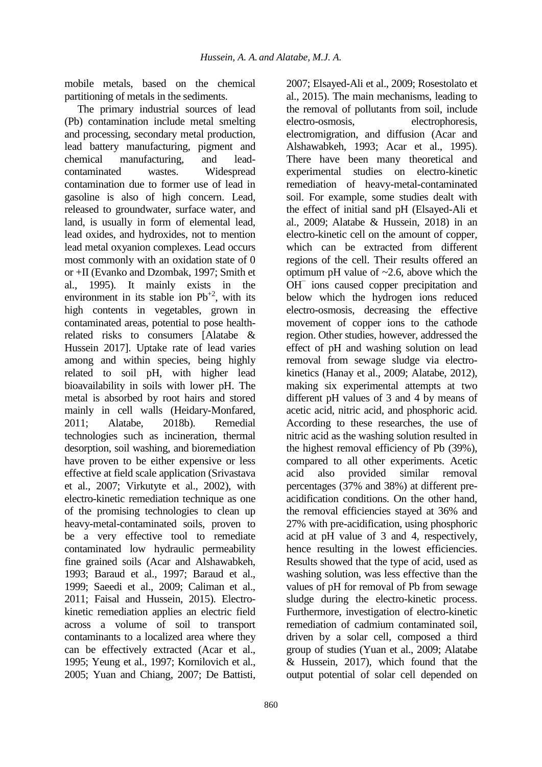mobile metals, based on the chemical partitioning of metals in the sediments.

The primary industrial sources of lead (Pb) contamination include metal smelting and processing, secondary metal production, lead battery manufacturing, pigment and chemical manufacturing, and lead-contaminated wastes. Widespread contamination due to former use of lead in gasoline is also of high concern. Lead, released to groundwater, surface water, and land, is usually in form of elemental lead, lead oxides, and hydroxides, not to mention lead metal oxyanion complexes. Lead occurs most commonly with an oxidation state of 0 or +II (Evanko and Dzombak, 1997; Smith et al., 1995). It mainly exists in the environment in its stable ion $Pb^{+2}$, with its high contents in vegetables, grown in contaminated areas, potential to pose health-related risks to consumers [Alatabe & Hussein 2017]. Uptake rate of lead varies among and within species, being highly related to soil pH, with higher lead bioavailability in soils with lower pH. The metal is absorbed by root hairs and stored mainly in cell walls (Heidary-Monfared, 2011; Alatabe, 2018b). Remedial technologies such as incineration, thermal desorption, soil washing, and bioremediation have proven to be either expensive or less effective at field scale application (Srivastava et al., 2007; Virkutyte et al., 2002), with electro-kinetic remediation technique as one of the promising technologies to clean up heavy-metal-contaminated soils, proven to be a very effective tool to remediate contaminated low hydraulic permeability fine grained soils (Acar and Alshawabkeh, 1993; Baraud et al., 1997; Baraud et al., 1999; Saeedi et al., 2009; Caliman et al., 2011; Faisal and Hussein, 2015). Electro-kinetic remediation applies an electric field across a volume of soil to transport contaminants to a localized area where they can be effectively extracted (Acar et al., 1995; Yeung et al., 1997; Kornilovich et al., 2005; Yuan and Chiang, 2007; De Battisti, 2007; Elsayed-Ali et al., 2009; Rosestolato et al., 2015). The main mechanisms, leading to the removal of pollutants from soil, include electro-osmosis, electrophoresis, electromigration, and diffusion (Acar and Alshawabkeh, 1993; Acar et al., 1995). There have been many theoretical and experimental studies on electro-kinetic remediation of heavy-metal-contaminated soil. For example, some studies dealt with the effect of initial sand pH (Elsayed-Ali et al., 2009; Alatabe & Hussein, 2018) in an electro-kinetic cell on the amount of copper, which can be extracted from different regions of the cell. Their results offered an optimum pH value of ~2.6, above which the $OH^{-}$ ions caused copper precipitation and below which the hydrogen ions reduced electro-osmosis, decreasing the effective movement of copper ions to the cathode region. Other studies, however, addressed the effect of pH and washing solution on lead removal from sewage sludge via electro-kinetics (Hanay et al., 2009; Alatabe, 2012), making six experimental attempts at two different pH values of 3 and 4 by means of acetic acid, nitric acid, and phosphoric acid. According to these researches, the use of nitric acid as the washing solution resulted in the highest removal efficiency of Pb (39%), compared to all other experiments. Acetic acid also provided similar removal percentages (37% and 38%) at different pre-acidification conditions. On the other hand, the removal efficiencies stayed at 36% and 27% with pre-acidification, using phosphoric acid at pH value of 3 and 4, respectively, hence resulting in the lowest efficiencies. Results showed that the type of acid, used as washing solution, was less effective than the values of pH for removal of Pb from sewage sludge during the electro-kinetic process. Furthermore, investigation of electro-kinetic remediation of cadmium contaminated soil, driven by a solar cell, composed a third group of studies (Yuan et al., 2009; Alatabe & Hussein, 2017), which found that the output potential of solar cell depended on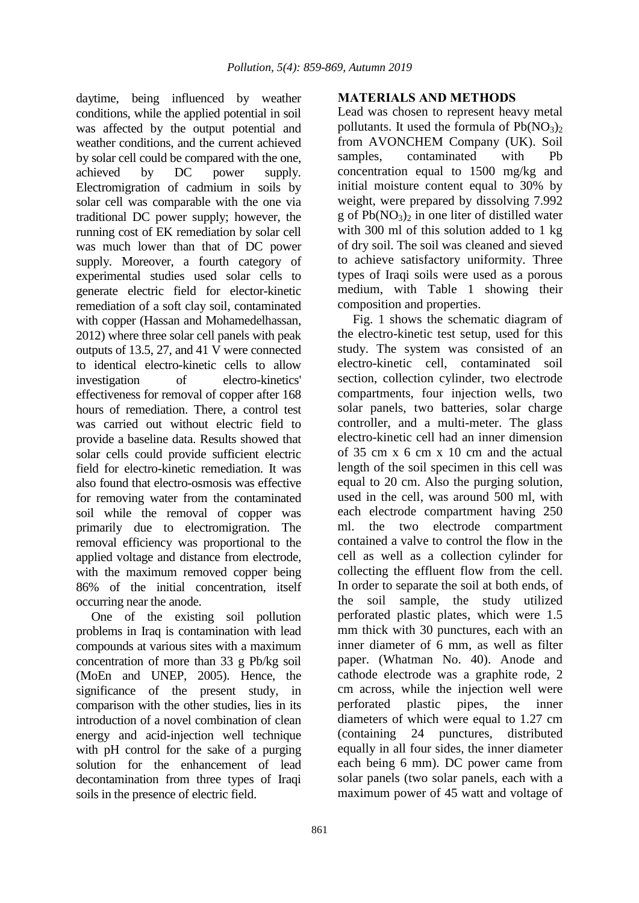daytime, being influenced by weather conditions, while the applied potential in soil was affected by the output potential and weather conditions, and the current achieved by solar cell could be compared with the one, achieved by DC power supply. Electromigration of cadmium in soils by solar cell was comparable with the one via traditional DC power supply; however, the running cost of EK remediation by solar cell was much lower than that of DC power supply. Moreover, a fourth category of experimental studies used solar cells to generate electric field for elector-kinetic remediation of a soft clay soil, contaminated with copper (Hassan and Mohamedelhassan, 2012) where three solar cell panels with peak outputs of 13.5, 27, and 41 V were connected to identical electro-kinetic cells to allow investigation of electro-kinetics' effectiveness for removal of copper after 168 hours of remediation. There, a control test was carried out without electric field to provide a baseline data. Results showed that solar cells could provide sufficient electric field for electro-kinetic remediation. It was also found that electro-osmosis was effective for removing water from the contaminated soil while the removal of copper was primarily due to electromigration. The removal efficiency was proportional to the applied voltage and distance from electrode, with the maximum removed copper being 86% of the initial concentration, itself occurring near the anode.

One of the existing soil pollution problems in Iraq is contamination with lead compounds at various sites with a maximum concentration of more than 33 g Pb/kg soil (MoEn and UNEP, 2005). Hence, the significance of the present study, in comparison with the other studies, lies in its introduction of a novel combination of clean energy and acid-injection well technique with pH control for the sake of a purging solution for the enhancement of lead decontamination from three types of Iraqi soils in the presence of electric field.

## MATERIALS AND METHODS

Lead was chosen to represent heavy metal pollutants. It used the formula of $Pb(NO_3)_2$ from AVONCHEM Company (UK). Soil samples, contaminated with Pb concentration equal to 1500 mg/kg and initial moisture content equal to 30% by weight, were prepared by dissolving 7.992 g of $Pb(NO_3)_2$ in one liter of distilled water with 300 ml of this solution added to 1 kg of dry soil. The soil was cleaned and sieved to achieve satisfactory uniformity. Three types of Iraqi soils were used as a porous medium, with Table 1 showing their composition and properties.

Fig. 1 shows the schematic diagram of the electro-kinetic test setup, used for this study. The system was consisted of an electro-kinetic cell, contaminated soil section, collection cylinder, two electrode compartments, four injection wells, two solar panels, two batteries, solar charge controller, and a multi-meter. The glass electro-kinetic cell had an inner dimension of 35 cm x 6 cm x 10 cm and the actual length of the soil specimen in this cell was equal to 20 cm. Also the purging solution, used in the cell, was around 500 ml, with each electrode compartment having 250 ml. the two electrode compartment contained a valve to control the flow in the cell as well as a collection cylinder for collecting the effluent flow from the cell. In order to separate the soil at both ends, of the soil sample, the study utilized perforated plastic plates, which were 1.5 mm thick with 30 punctures, each with an inner diameter of 6 mm, as well as filter paper. (Whatman No. 40). Anode and cathode electrode was a graphite rode, 2 cm across, while the injection well were perforated plastic pipes, the inner diameters of which were equal to 1.27 cm (containing 24 punctures, distributed equally in all four sides, the inner diameter each being 6 mm). DC power came from solar panels (two solar panels, each with a maximum power of 45 watt and voltage of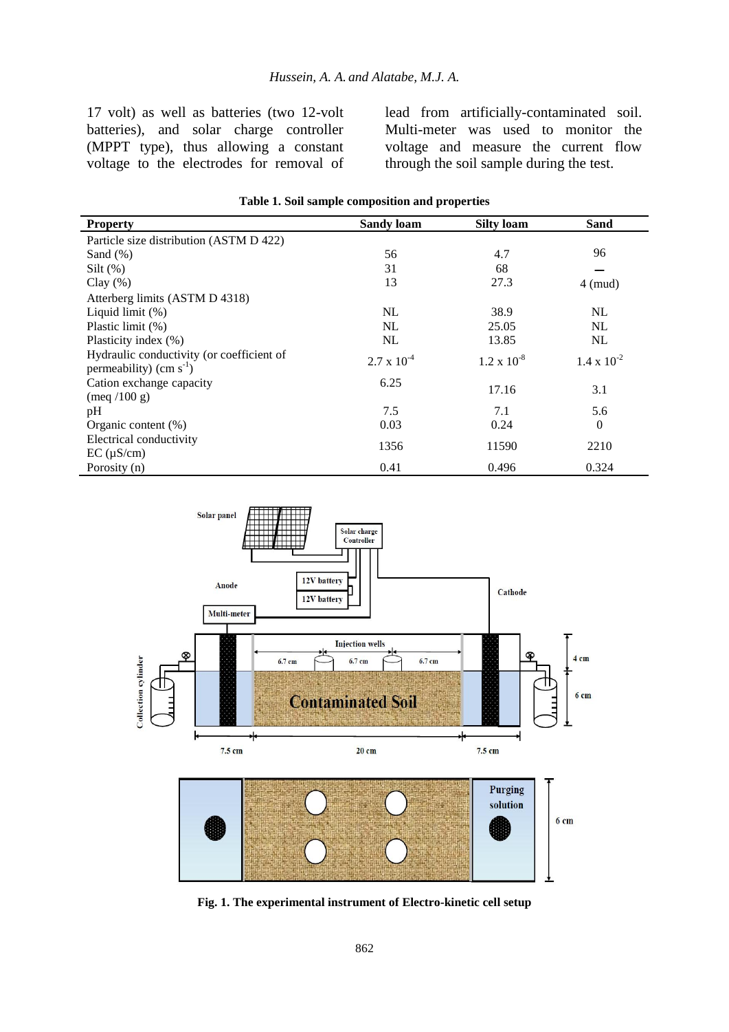17 volt) as well as batteries (two 12-volt batteries), and solar charge controller (MPPT type), thus allowing a constant voltage to the electrodes for removal of lead from artificially-contaminated soil. Multi-meter was used to monitor the voltage and measure the current flow through the soil sample during the test.

**Table 1. Soil sample composition and properties**

| Property | Sandy loam | Silty loam | Sand |
|---|---|---|---|
| Particle size distribution (ASTM D 422) | | | |
| Sand (%) | 56 | 4.7 | 96 |
| Silt (%) | 31 | 68 | – |
| Clay (%) | 13 | 27.3 | 4 (mud) |
| Atterberg limits (ASTM D 4318) | | | |
| Liquid limit (%) | NL | 38.9 | NL |
| Plastic limit (%) | NL | 25.05 | NL |
| Plasticity index (%) | NL | 13.85 | NL |
| Hydraulic conductivity (or coefficient of permeability) (cm $s^{-1}$) | $2.7 \times 10^{-4}$ | $1.2 \times 10^{-8}$ | $1.4 \times 10^{-2}$ |
| Cation exchange capacity (meq /100 g) | 6.25 | 17.16 | 3.1 |
| pH | 7.5 | 7.1 | 5.6 |
| Organic content (%) | 0.03 | 0.24 | 0 |
| Electrical conductivity EC (µS/cm) | 1356 | 11590 | 2210 |
| Porosity (n) | 0.41 | 0.496 | 0.324 |

**Fig. 1. The experimental instrument of Electro-kinetic cell setup**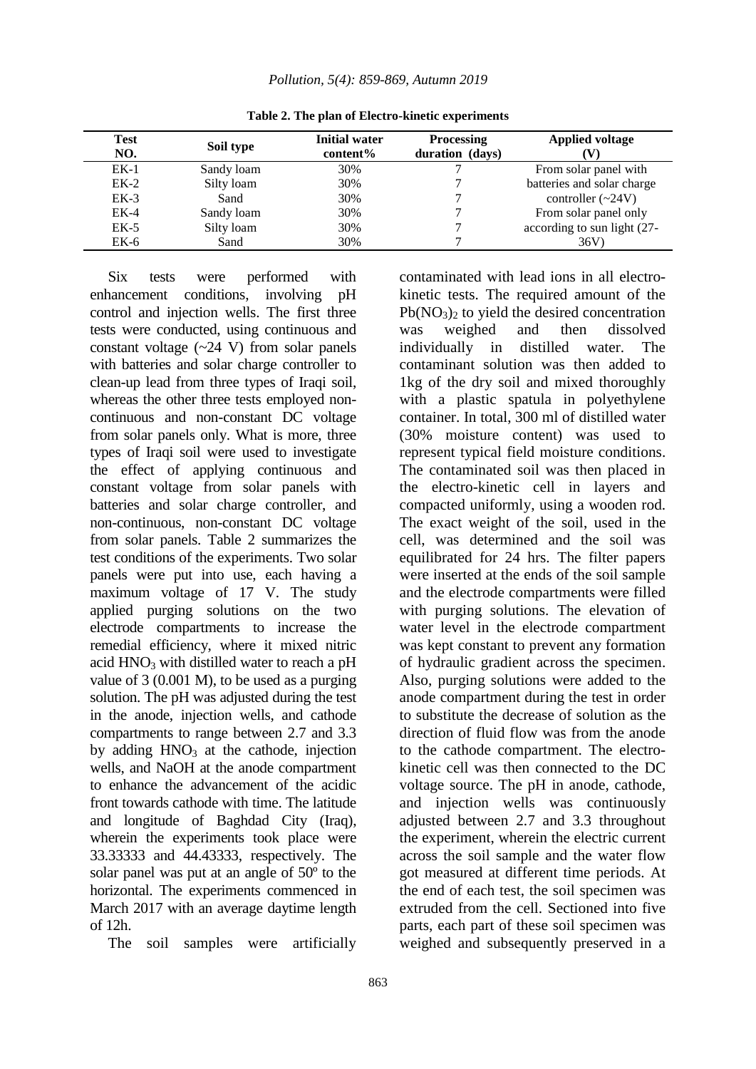**Table 2. The plan of Electro-kinetic experiments**

| Test NO. | Soil type | Initial water content% | Processing duration (days) | Applied voltage (V) |
|---|---|---|---|---|
| EK-1 | Sandy loam | 30% | 7 | From solar panel with |
| EK-2 | Silty loam | 30% | 7 | batteries and solar charge |
| EK-3 | Sand | 30% | 7 | controller (~24V) |
| EK-4 | Sandy loam | 30% | 7 | From solar panel only |
| EK-5 | Silty loam | 30% | 7 | according to sun light (27- |
| EK-6 | Sand | 30% | 7 | 36V) |

Six tests were performed with enhancement conditions, involving pH control and injection wells. The first three tests were conducted, using continuous and constant voltage (~24 V) from solar panels with batteries and solar charge controller to clean-up lead from three types of Iraqi soil, whereas the other three tests employed non-continuous and non-constant DC voltage from solar panels only. What is more, three types of Iraqi soil were used to investigate the effect of applying continuous and constant voltage from solar panels with batteries and solar charge controller, and non-continuous, non-constant DC voltage from solar panels. Table 2 summarizes the test conditions of the experiments. Two solar panels were put into use, each having a maximum voltage of 17 V. The study applied purging solutions on the two electrode compartments to increase the remedial efficiency, where it mixed nitric acid $HNO_3$ with distilled water to reach a pH value of 3 (0.001 M), to be used as a purging solution. The pH was adjusted during the test in the anode, injection wells, and cathode compartments to range between 2.7 and 3.3 by adding $HNO_3$ at the cathode, injection wells, and NaOH at the anode compartment to enhance the advancement of the acidic front towards cathode with time. The latitude and longitude of Baghdad City (Iraq), wherein the experiments took place were 33.33333 and 44.43333, respectively. The solar panel was put at an angle of 50º to the horizontal. The experiments commenced in March 2017 with an average daytime length of 12h.

The soil samples were artificially contaminated with lead ions in all electro-kinetic tests. The required amount of the $Pb(NO_3)_2$ to yield the desired concentration was weighed and then dissolved individually in distilled water. The contaminant solution was then added to 1kg of the dry soil and mixed thoroughly with a plastic spatula in polyethylene container. In total, 300 ml of distilled water (30% moisture content) was used to represent typical field moisture conditions. The contaminated soil was then placed in the electro-kinetic cell in layers and compacted uniformly, using a wooden rod. The exact weight of the soil, used in the cell, was determined and the soil was equilibrated for 24 hrs. The filter papers were inserted at the ends of the soil sample and the electrode compartments were filled with purging solutions. The elevation of water level in the electrode compartment was kept constant to prevent any formation of hydraulic gradient across the specimen. Also, purging solutions were added to the anode compartment during the test in order to substitute the decrease of solution as the direction of fluid flow was from the anode to the cathode compartment. The electro-kinetic cell was then connected to the DC voltage source. The pH in anode, cathode, and injection wells was continuously adjusted between 2.7 and 3.3 throughout the experiment, wherein the electric current across the soil sample and the water flow got measured at different time periods. At the end of each test, the soil specimen was extruded from the cell. Sectioned into five parts, each part of these soil specimen was weighed and subsequently preserved in a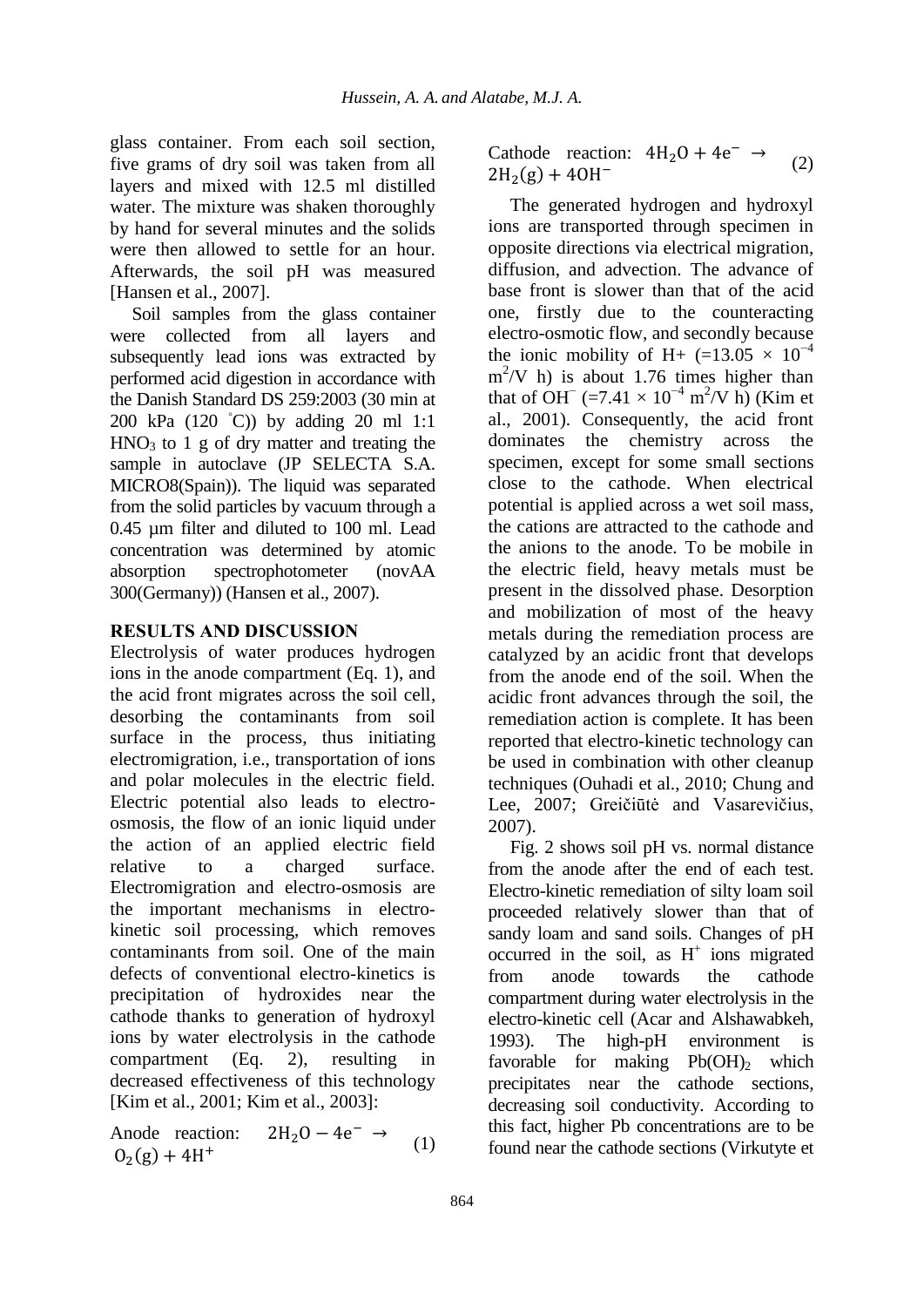glass container. From each soil section, five grams of dry soil was taken from all layers and mixed with 12.5 ml distilled water. The mixture was shaken thoroughly by hand for several minutes and the solids were then allowed to settle for an hour. Afterwards, the soil pH was measured [Hansen et al., 2007].

Soil samples from the glass container were collected from all layers and subsequently lead ions was extracted by performed acid digestion in accordance with the Danish Standard DS 259:2003 (30 min at 200 kPa (120 °C)) by adding 20 ml 1:1 $HNO_3$ to 1 g of dry matter and treating the sample in autoclave (JP SELECTA S.A. MICRO8(Spain)). The liquid was separated from the solid particles by vacuum through a 0.45 µm filter and diluted to 100 ml. Lead concentration was determined by atomic absorption spectrophotometer (novAA 300(Germany)) (Hansen et al., 2007).

## RESULTS AND DISCUSSION

Electrolysis of water produces hydrogen ions in the anode compartment (Eq. 1), and the acid front migrates across the soil cell, desorbing the contaminants from soil surface in the process, thus initiating electromigration, i.e., transportation of ions and polar molecules in the electric field. Electric potential also leads to electro-osmosis, the flow of an ionic liquid under the action of an applied electric field relative to a charged surface. Electromigration and electro-osmosis are the important mechanisms in electro-kinetic soil processing, which removes contaminants from soil. One of the main defects of conventional electro-kinetics is precipitation of hydroxides near the cathode thanks to generation of hydroxyl ions by water electrolysis in the cathode compartment (Eq. 2), resulting in decreased effectiveness of this technology [Kim et al., 2001; Kim et al., 2003]:

$$\text{Anode reaction:} \quad 2H_2O - 4e^- \rightarrow O_2(g) + 4H^+ \tag{1}$$

$$\text{Cathode reaction:} \quad 4H_2O + 4e^- \rightarrow 2H_2(g) + 4OH^- \tag{2}$$

The generated hydrogen and hydroxyl ions are transported through specimen in opposite directions via electrical migration, diffusion, and advection. The advance of base front is slower than that of the acid one, firstly due to the counteracting electro-osmotic flow, and secondly because the ionic mobility of H+ ($=13.05 \times 10^{-4}$ $m^2$/V h) is about 1.76 times higher than that of $OH^-$ ($=7.41 \times 10^{-4}$ $m^2$/V h) (Kim et al., 2001). Consequently, the acid front dominates the chemistry across the specimen, except for some small sections close to the cathode. When electrical potential is applied across a wet soil mass, the cations are attracted to the cathode and the anions to the anode. To be mobile in the electric field, heavy metals must be present in the dissolved phase. Desorption and mobilization of most of the heavy metals during the remediation process are catalyzed by an acidic front that develops from the anode end of the soil. When the acidic front advances through the soil, the remediation action is complete. It has been reported that electro-kinetic technology can be used in combination with other cleanup techniques (Ouhadi et al., 2010; Chung and Lee, 2007; Greičiūtė and Vasarevičius, 2007).

Fig. 2 shows soil pH vs. normal distance from the anode after the end of each test. Electro-kinetic remediation of silty loam soil proceeded relatively slower than that of sandy loam and sand soils. Changes of pH occurred in the soil, as $H^+$ ions migrated from anode towards the cathode compartment during water electrolysis in the electro-kinetic cell (Acar and Alshawabkeh, 1993). The high-pH environment is favorable for making $Pb(OH)_2$ which precipitates near the cathode sections, decreasing soil conductivity. According to this fact, higher Pb concentrations are to be found near the cathode sections (Virkutyte et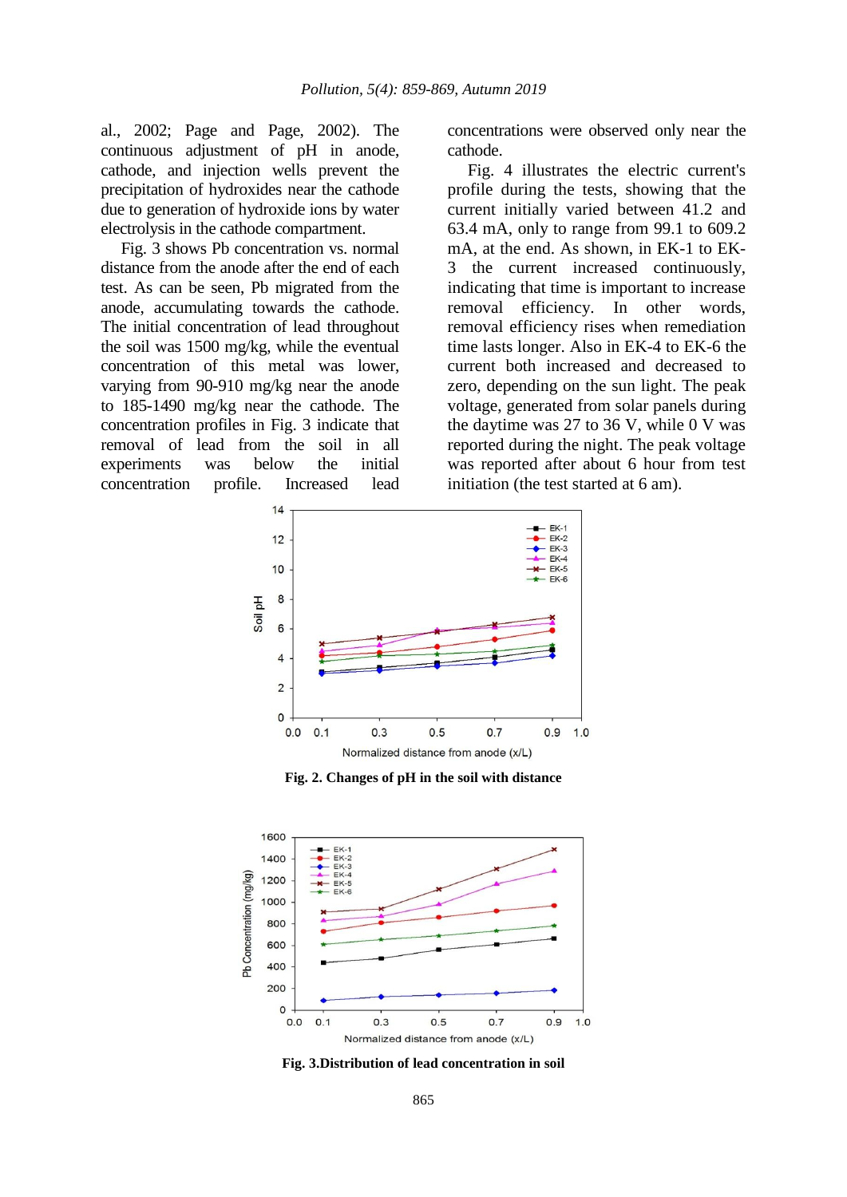al., 2002; Page and Page, 2002). The continuous adjustment of pH in anode, cathode, and injection wells prevent the precipitation of hydroxides near the cathode due to generation of hydroxide ions by water electrolysis in the cathode compartment.

Fig. 3 shows Pb concentration vs. normal distance from the anode after the end of each test. As can be seen, Pb migrated from the anode, accumulating towards the cathode. The initial concentration of lead throughout the soil was 1500 mg/kg, while the eventual concentration of this metal was lower, varying from 90-910 mg/kg near the anode to 185-1490 mg/kg near the cathode. The concentration profiles in Fig. 3 indicate that removal of lead from the soil in all experiments was below the initial concentration profile. Increased lead concentrations were observed only near the cathode.

Fig. 4 illustrates the electric current's profile during the tests, showing that the current initially varied between 41.2 and 63.4 mA, only to range from 99.1 to 609.2 mA, at the end. As shown, in EK-1 to EK-3 the current increased continuously, indicating that time is important to increase removal efficiency. In other words, removal efficiency rises when remediation time lasts longer. Also in EK-4 to EK-6 the current both increased and decreased to zero, depending on the sun light. The peak voltage, generated from solar panels during the daytime was 27 to 36 V, while 0 V was reported during the night. The peak voltage was reported after about 6 hour from test initiation (the test started at 6 am).

**Fig. 2. Changes of pH in the soil with distance**

**Fig. 3. Distribution of lead concentration in soil**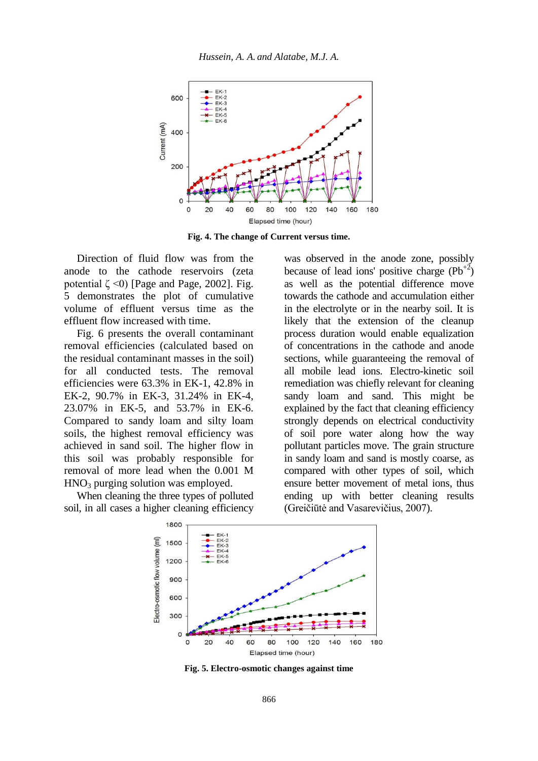Fig. 4. The change of Current versus time.

Direction of fluid flow was from the anode to the cathode reservoirs (zeta potential ζ <0) [Page and Page, 2002]. Fig. 5 demonstrates the plot of cumulative volume of effluent versus time as the effluent flow increased with time.

Fig. 6 presents the overall contaminant removal efficiencies (calculated based on the residual contaminant masses in the soil) for all conducted tests. The removal efficiencies were 63.3% in EK-1, 42.8% in EK-2, 90.7% in EK-3, 31.24% in EK-4, 23.07% in EK-5, and 53.7% in EK-6. Compared to sandy loam and silty loam soils, the highest removal efficiency was achieved in sand soil. The higher flow in this soil was probably responsible for removal of more lead when the 0.001 M $HNO_3$ purging solution was employed.

When cleaning the three types of polluted soil, in all cases a higher cleaning efficiency was observed in the anode zone, possibly because of lead ions' positive charge ($Pb^{+2}$) as well as the potential difference move towards the cathode and accumulation either in the electrolyte or in the nearby soil. It is likely that the extension of the cleanup process duration would enable equalization of concentrations in the cathode and anode sections, while guaranteeing the removal of all mobile lead ions. Electro-kinetic soil remediation was chiefly relevant for cleaning sandy loam and sand. This might be explained by the fact that cleaning efficiency strongly depends on electrical conductivity of soil pore water along how the way pollutant particles move. The grain structure in sandy loam and sand is mostly coarse, as compared with other types of soil, which ensure better movement of metal ions, thus ending up with better cleaning results (Greičiūtė and Vasarevičius, 2007).

Fig. 5. Electro-osmotic changes against time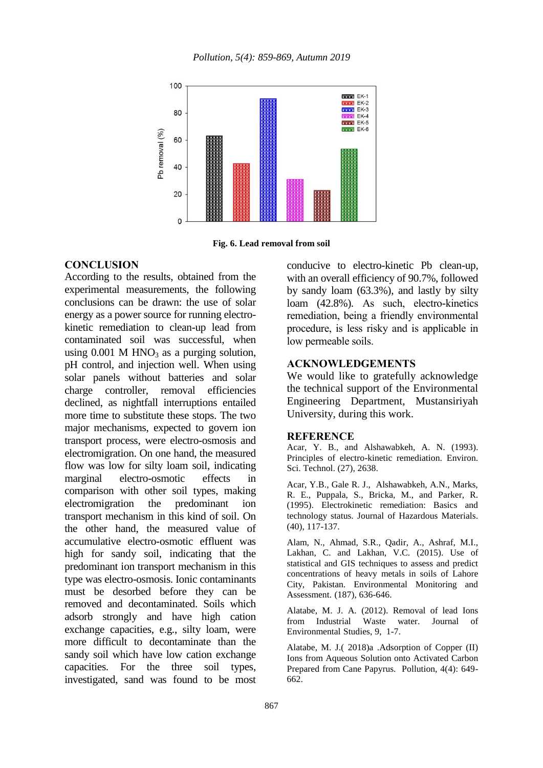Fig. 6. Lead removal from soil

## CONCLUSION

According to the results, obtained from the experimental measurements, the following conclusions can be drawn: the use of solar energy as a power source for running electro-kinetic remediation to clean-up lead from contaminated soil was successful, when using 0.001 M $HNO_3$ as a purging solution, pH control, and injection well. When using solar panels without batteries and solar charge controller, removal efficiencies declined, as nightfall interruptions entailed more time to substitute these stops. The two major mechanisms, expected to govern ion transport process, were electro-osmosis and electromigration. On one hand, the measured flow was low for silty loam soil, indicating marginal electro-osmotic effects in comparison with other soil types, making electromigration the predominant ion transport mechanism in this kind of soil. On the other hand, the measured value of accumulative electro-osmotic effluent was high for sandy soil, indicating that the predominant ion transport mechanism in this type was electro-osmosis. Ionic contaminants must be desorbed before they can be removed and decontaminated. Soils which adsorb strongly and have high cation exchange capacities, e.g., silty loam, were more difficult to decontaminate than the sandy soil which have low cation exchange capacities. For the three soil types, investigated, sand was found to be most conducive to electro-kinetic Pb clean-up, with an overall efficiency of 90.7%, followed by sandy loam (63.3%), and lastly by silty loam (42.8%). As such, electro-kinetics remediation, being a friendly environmental procedure, is less risky and is applicable in low permeable soils.

## ACKNOWLEDGEMENTS

We would like to gratefully acknowledge the technical support of the Environmental Engineering Department, Mustansiriyah University, during this work.

## REFERENCE

Acar, Y. B., and Alshawabkeh, A. N. (1993). Principles of electro-kinetic remediation. Environ. Sci. Technol. (27), 2638.

Acar, Y.B., Gale R. J., Alshawabkeh, A.N., Marks, R. E., Puppala, S., Bricka, M., and Parker, R. (1995). Electrokinetic remediation: Basics and technology status. Journal of Hazardous Materials. (40), 117-137.

Alam, N., Ahmad, S.R., Qadir, A., Ashraf, M.I., Lakhan, C. and Lakhan, V.C. (2015). Use of statistical and GIS techniques to assess and predict concentrations of heavy metals in soils of Lahore City, Pakistan. Environmental Monitoring and Assessment. (187), 636-646.

Alatabe, M. J. A. (2012). Removal of lead Ions from Industrial Waste water. Journal of Environmental Studies, 9, 1-7.

Alatabe, M. J.( 2018)a .Adsorption of Copper (II) Ions from Aqueous Solution onto Activated Carbon Prepared from Cane Papyrus. Pollution, 4(4): 649-662.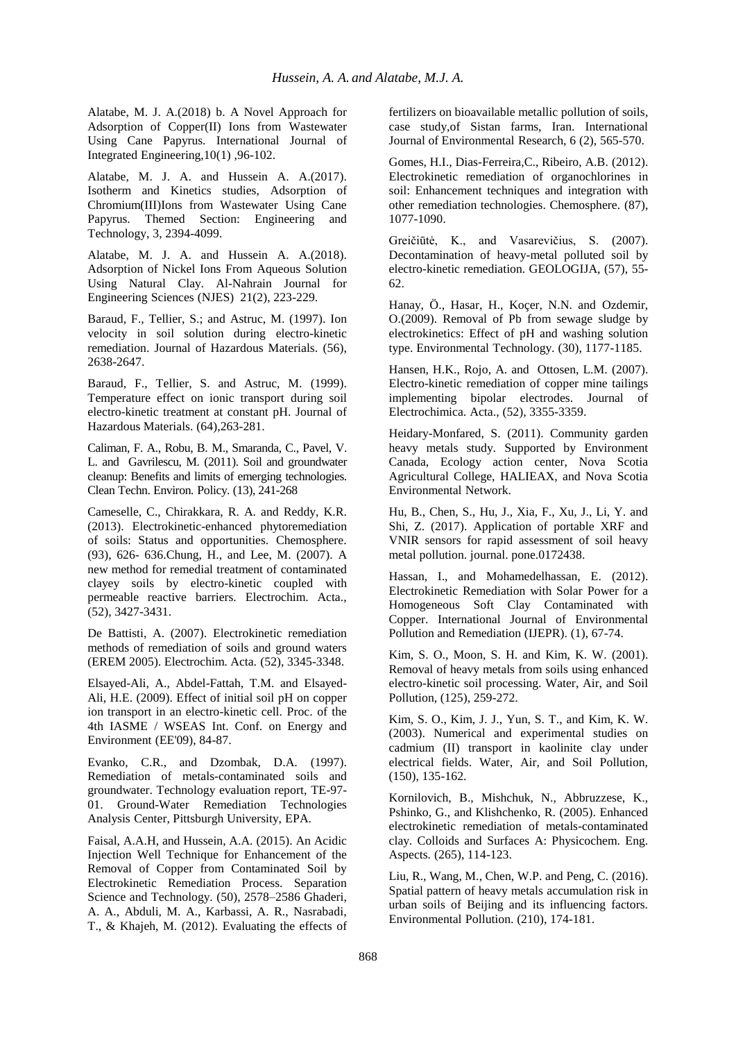Alatabe, M. J. A.(2018) b. A Novel Approach for Adsorption of Copper(II) Ions from Wastewater Using Cane Papyrus. International Journal of Integrated Engineering,10(1) ,96-102.

Alatabe, M. J. A. and Hussein A. A.(2017). Isotherm and Kinetics studies, Adsorption of Chromium(III)Ions from Wastewater Using Cane Papyrus. Themed Section: Engineering and Technology, 3, 2394-4099.

Alatabe, M. J. A. and Hussein A. A.(2018). Adsorption of Nickel Ions From Aqueous Solution Using Natural Clay. Al-Nahrain Journal for Engineering Sciences (NJES) 21(2), 223-229.

Baraud, F., Tellier, S.; and Astruc, M. (1997). Ion velocity in soil solution during electro-kinetic remediation. Journal of Hazardous Materials. (56), 2638-2647.

Baraud, F., Tellier, S. and Astruc, M. (1999). Temperature effect on ionic transport during soil electro-kinetic treatment at constant pH. Journal of Hazardous Materials. (64),263-281.

Caliman, F. A., Robu, B. M., Smaranda, C., Pavel, V. L. and Gavrilescu, M. (2011). Soil and groundwater cleanup: Benefits and limits of emerging technologies. Clean Techn. Environ. Policy. (13), 241-268

Cameselle, C., Chirakkara, R. A. and Reddy, K.R. (2013). Electrokinetic-enhanced phytoremediation of soils: Status and opportunities. Chemosphere. (93), 626- 636.Chung, H., and Lee, M. (2007). A new method for remedial treatment of contaminated clayey soils by electro-kinetic coupled with permeable reactive barriers. Electrochim. Acta., (52), 3427-3431.

De Battisti, A. (2007). Electrokinetic remediation methods of remediation of soils and ground waters (EREM 2005). Electrochim. Acta. (52), 3345-3348.

Elsayed-Ali, A., Abdel-Fattah, T.M. and Elsayed-Ali, H.E. (2009). Effect of initial soil pH on copper ion transport in an electro-kinetic cell. Proc. of the 4th IASME / WSEAS Int. Conf. on Energy and Environment (EE'09), 84-87.

Evanko, C.R., and Dzombak, D.A. (1997). Remediation of metals-contaminated soils and groundwater. Technology evaluation report, TE-97-01. Ground-Water Remediation Technologies Analysis Center, Pittsburgh University, EPA.

Faisal, A.A.H, and Hussein, A.A. (2015). An Acidic Injection Well Technique for Enhancement of the Removal of Copper from Contaminated Soil by Electrokinetic Remediation Process. Separation Science and Technology. (50), 2578–2586 Ghaderi, A. A., Abduli, M. A., Karbassi, A. R., Nasrabadi, T., & Khajeh, M. (2012). Evaluating the effects of fertilizers on bioavailable metallic pollution of soils, case study,of Sistan farms, Iran. International Journal of Environmental Research, 6 (2), 565-570.

Gomes, H.I., Dias-Ferreira,C., Ribeiro, A.B. (2012). Electrokinetic remediation of organochlorines in soil: Enhancement techniques and integration with other remediation technologies. Chemosphere. (87), 1077-1090.

Greičiūtė, K., and Vasarevičius, S. (2007). Decontamination of heavy-metal polluted soil by electro-kinetic remediation. GEOLOGIJA, (57), 55-62.

Hanay, Ö., Hasar, H., Koçer, N.N. and Ozdemir, O.(2009). Removal of Pb from sewage sludge by electrokinetics: Effect of pH and washing solution type. Environmental Technology. (30), 1177-1185.

Hansen, H.K., Rojo, A. and Ottosen, L.M. (2007). Electro-kinetic remediation of copper mine tailings implementing bipolar electrodes. Journal of Electrochimica. Acta., (52), 3355-3359.

Heidary-Monfared, S. (2011). Community garden heavy metals study. Supported by Environment Canada, Ecology action center, Nova Scotia Agricultural College, HALIEAX, and Nova Scotia Environmental Network.

Hu, B., Chen, S., Hu, J., Xia, F., Xu, J., Li, Y. and Shi, Z. (2017). Application of portable XRF and VNIR sensors for rapid assessment of soil heavy metal pollution. journal. pone.0172438.

Hassan, I., and Mohamedelhassan, E. (2012). Electrokinetic Remediation with Solar Power for a Homogeneous Soft Clay Contaminated with Copper. International Journal of Environmental Pollution and Remediation (IJEPR). (1), 67-74.

Kim, S. O., Moon, S. H. and Kim, K. W. (2001). Removal of heavy metals from soils using enhanced electro-kinetic soil processing. Water, Air, and Soil Pollution, (125), 259-272.

Kim, S. O., Kim, J. J., Yun, S. T., and Kim, K. W. (2003). Numerical and experimental studies on cadmium (II) transport in kaolinite clay under electrical fields. Water, Air, and Soil Pollution, (150), 135-162.

Kornilovich, B., Mishchuk, N., Abbruzzese, K., Pshinko, G., and Klishchenko, R. (2005). Enhanced electrokinetic remediation of metals-contaminated clay. Colloids and Surfaces A: Physicochem. Eng. Aspects. (265), 114-123.

Liu, R., Wang, M., Chen, W.P. and Peng, C. (2016). Spatial pattern of heavy metals accumulation risk in urban soils of Beijing and its influencing factors. Environmental Pollution. (210), 174-181.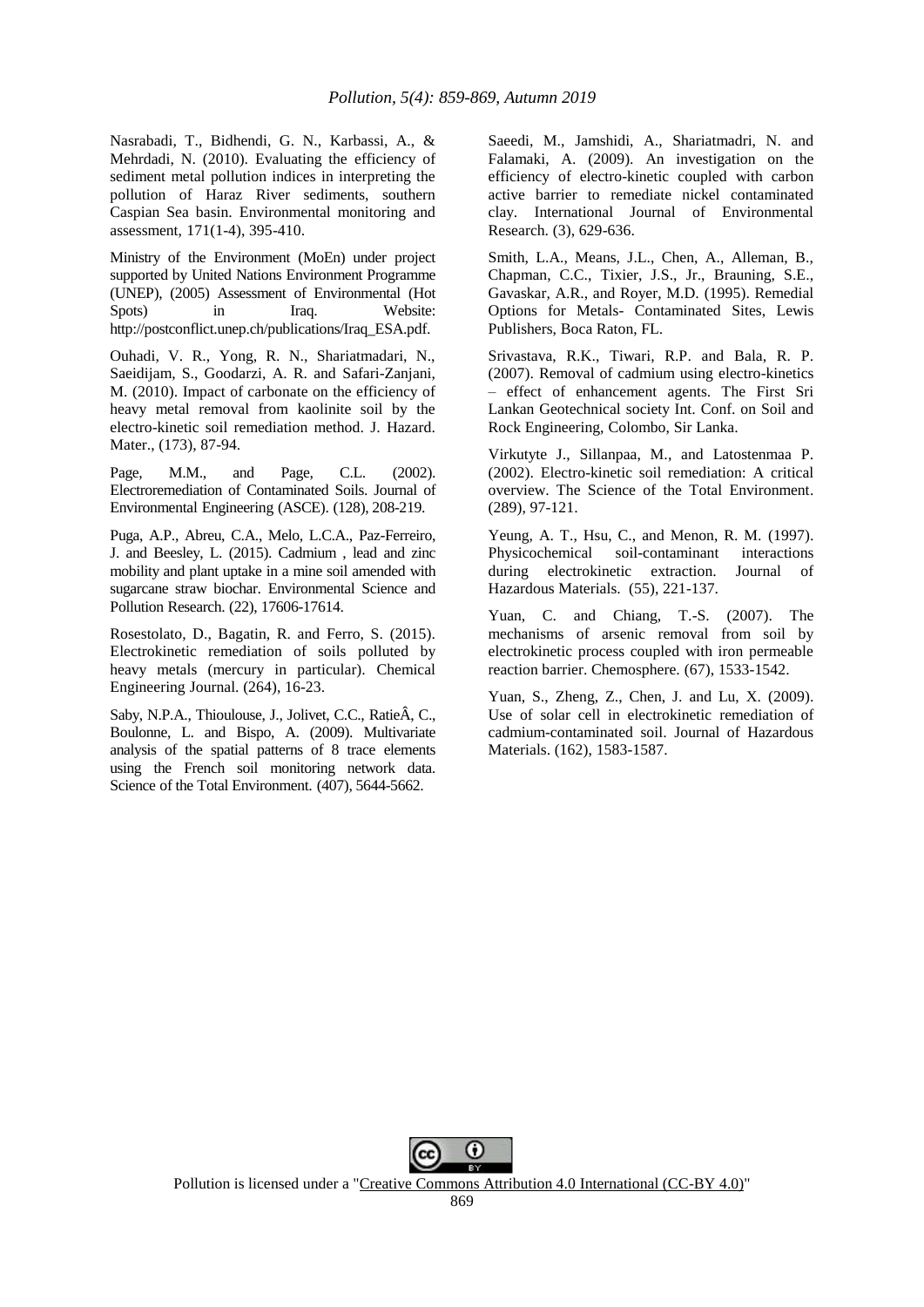Nasrabadi, T., Bidhendi, G. N., Karbassi, A., & Mehrdadi, N. (2010). Evaluating the efficiency of sediment metal pollution indices in interpreting the pollution of Haraz River sediments, southern Caspian Sea basin. Environmental monitoring and assessment, 171(1-4), 395-410.

Ministry of the Environment (MoEn) under project supported by United Nations Environment Programme (UNEP), (2005) Assessment of Environmental (Hot Spots) in Iraq. Website: http://postconflict.unep.ch/publications/Iraq_ESA.pdf.

Ouhadi, V. R., Yong, R. N., Shariatmadari, N., Saeidijam, S., Goodarzi, A. R. and Safari-Zanjani, M. (2010). Impact of carbonate on the efficiency of heavy metal removal from kaolinite soil by the electro-kinetic soil remediation method. J. Hazard. Mater., (173), 87-94.

Page, M.M., and Page, C.L. (2002). Electroremediation of Contaminated Soils. Journal of Environmental Engineering (ASCE). (128), 208-219.

Puga, A.P., Abreu, C.A., Melo, L.C.A., Paz-Ferreiro, J. and Beesley, L. (2015). Cadmium , lead and zinc mobility and plant uptake in a mine soil amended with sugarcane straw biochar. Environmental Science and Pollution Research. (22), 17606-17614.

Rosestolato, D., Bagatin, R. and Ferro, S. (2015). Electrokinetic remediation of soils polluted by heavy metals (mercury in particular). Chemical Engineering Journal. (264), 16-23.

Saby, N.P.A., Thioulouse, J., Jolivet, C.C., RatieÂ, C., Boulonne, L. and Bispo, A. (2009). Multivariate analysis of the spatial patterns of 8 trace elements using the French soil monitoring network data. Science of the Total Environment. (407), 5644-5662.

Saeedi, M., Jamshidi, A., Shariatmadri, N. and Falamaki, A. (2009). An investigation on the efficiency of electro-kinetic coupled with carbon active barrier to remediate nickel contaminated clay. International Journal of Environmental Research. (3), 629-636.

Smith, L.A., Means, J.L., Chen, A., Alleman, B., Chapman, C.C., Tixier, J.S., Jr., Brauning, S.E., Gavaskar, A.R., and Royer, M.D. (1995). Remedial Options for Metals- Contaminated Sites, Lewis Publishers, Boca Raton, FL.

Srivastava, R.K., Tiwari, R.P. and Bala, R. P. (2007). Removal of cadmium using electro-kinetics – effect of enhancement agents. The First Sri Lankan Geotechnical society Int. Conf. on Soil and Rock Engineering, Colombo, Sir Lanka.

Virkutyte J., Sillanpaa, M., and Latostenmaa P. (2002). Electro-kinetic soil remediation: A critical overview. The Science of the Total Environment. (289), 97-121.

Yeung, A. T., Hsu, C., and Menon, R. M. (1997). Physicochemical soil-contaminant interactions during electrokinetic extraction. Journal of Hazardous Materials. (55), 221-137.

Yuan, C. and Chiang, T.-S. (2007). The mechanisms of arsenic removal from soil by electrokinetic process coupled with iron permeable reaction barrier. Chemosphere. (67), 1533-1542.

Yuan, S., Zheng, Z., Chen, J. and Lu, X. (2009). Use of solar cell in electrokinetic remediation of cadmium-contaminated soil. Journal of Hazardous Materials. (162), 1583-1587.

Pollution is licensed under a "Creative Commons Attribution 4.0 International (CC-BY 4.0)"